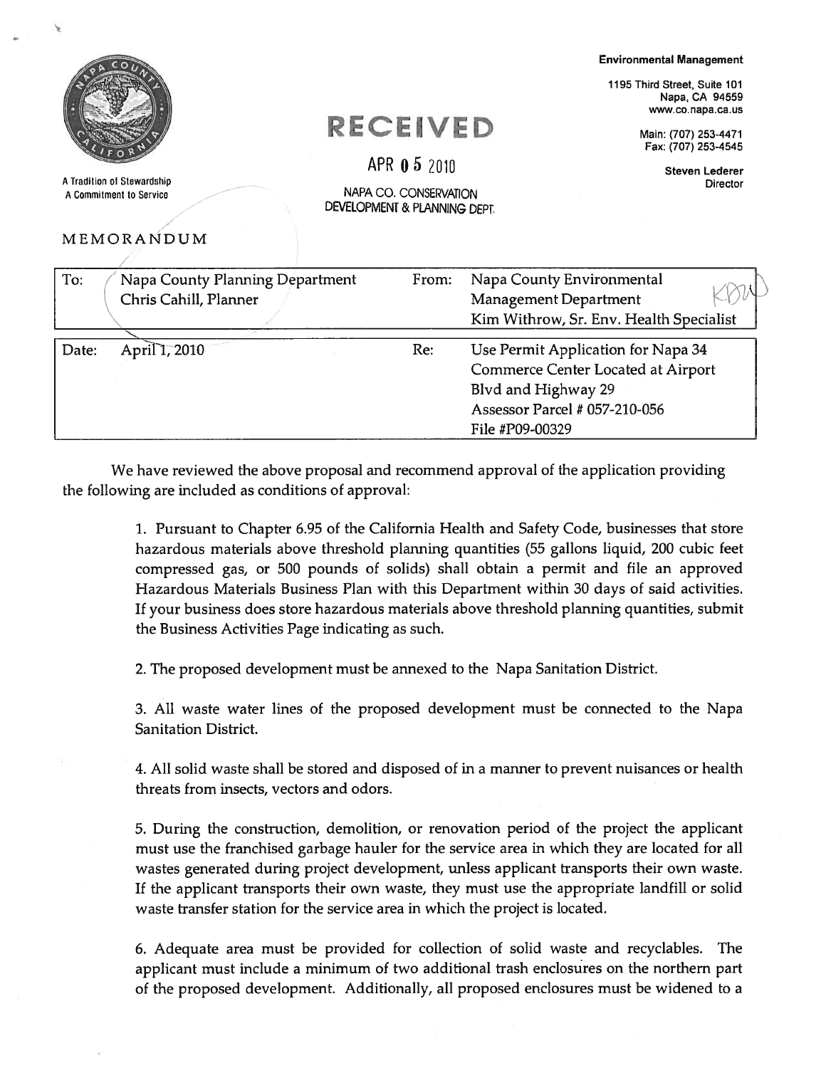Environmental Management

1195 Third Street, Suite 101
Napa, CA 94559
www.co.napa.ca.us

Main: (707) 253-4471
Fax: (707) 253-4545

Steven Lederer
Director

A Tradition of Stewardship
A Commitment to Service

RECEIVED

APR 05 2010

NAPA CO. CONSERVATION
DEVELOPMENT & PLANNING DEPT.

MEMORANDUM

| To: | Napa County Planning Department<br>Chris Cahill, Planner | From: | Napa County Environmental Management Department<br>Kim Withrow, Sr. Env. Health Specialist |
|---|---|---|---|
| Date: | April 1, 2010 | Re: | Use Permit Application for Napa 34 Commerce Center Located at Airport Blvd and Highway 29<br>Assessor Parcel # 057-210-056<br>File #P09-00329 |

We have reviewed the above proposal and recommend approval of the application providing the following are included as conditions of approval:

1. Pursuant to Chapter 6.95 of the California Health and Safety Code, businesses that store hazardous materials above threshold planning quantities (55 gallons liquid, 200 cubic feet compressed gas, or 500 pounds of solids) shall obtain a permit and file an approved Hazardous Materials Business Plan with this Department within 30 days of said activities. If your business does store hazardous materials above threshold planning quantities, submit the Business Activities Page indicating as such.

2. The proposed development must be annexed to the Napa Sanitation District.

3. All waste water lines of the proposed development must be connected to the Napa Sanitation District.

4. All solid waste shall be stored and disposed of in a manner to prevent nuisances or health threats from insects, vectors and odors.

5. During the construction, demolition, or renovation period of the project the applicant must use the franchised garbage hauler for the service area in which they are located for all wastes generated during project development, unless applicant transports their own waste. If the applicant transports their own waste, they must use the appropriate landfill or solid waste transfer station for the service area in which the project is located.

6. Adequate area must be provided for collection of solid waste and recyclables. The applicant must include a minimum of two additional trash enclosures on the northern part of the proposed development. Additionally, all proposed enclosures must be widened to a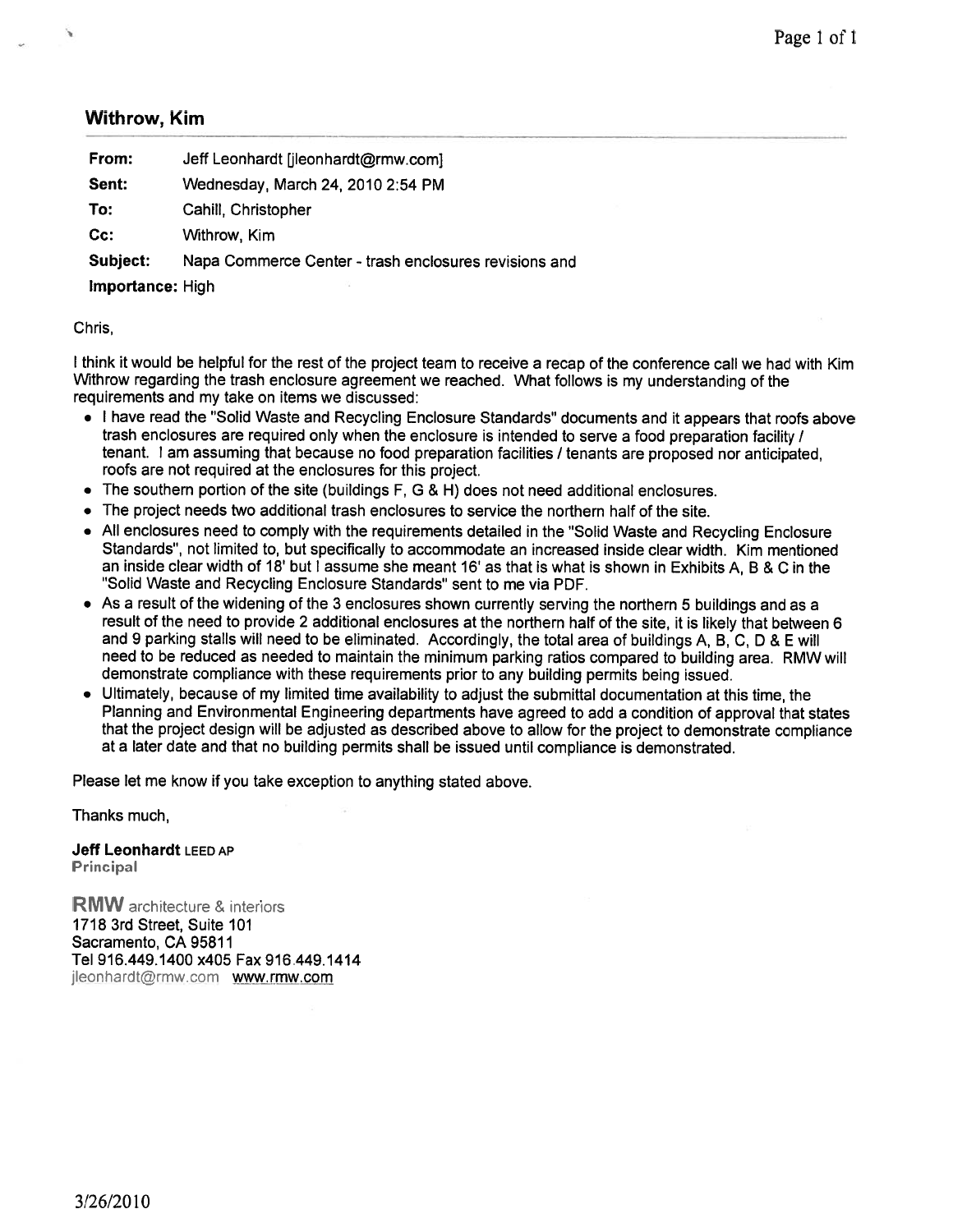## Withrow, Kim

| | |
|---|---|
| **From:** | Jeff Leonhardt [jleonhardt@rmw.com] |
| **Sent:** | Wednesday, March 24, 2010 2:54 PM |
| **To:** | Cahill, Christopher |
| **Cc:** | Withrow, Kim |
| **Subject:** | Napa Commerce Center - trash enclosures revisions and |
| **Importance:** | High |

Chris,

I think it would be helpful for the rest of the project team to receive a recap of the conference call we had with Kim Withrow regarding the trash enclosure agreement we reached. What follows is my understanding of the requirements and my take on items we discussed:

- I have read the "Solid Waste and Recycling Enclosure Standards" documents and it appears that roofs above trash enclosures are required only when the enclosure is intended to serve a food preparation facility / tenant. I am assuming that because no food preparation facilities / tenants are proposed nor anticipated, roofs are not required at the enclosures for this project.
- The southern portion of the site (buildings F, G & H) does not need additional enclosures.
- The project needs two additional trash enclosures to service the northern half of the site.
- All enclosures need to comply with the requirements detailed in the "Solid Waste and Recycling Enclosure Standards", not limited to, but specifically to accommodate an increased inside clear width. Kim mentioned an inside clear width of 18' but I assume she meant 16' as that is what is shown in Exhibits A, B & C in the "Solid Waste and Recycling Enclosure Standards" sent to me via PDF.
- As a result of the widening of the 3 enclosures shown currently serving the northern 5 buildings and as a result of the need to provide 2 additional enclosures at the northern half of the site, it is likely that between 6 and 9 parking stalls will need to be eliminated. Accordingly, the total area of buildings A, B, C, D & E will need to be reduced as needed to maintain the minimum parking ratios compared to building area. RMW will demonstrate compliance with these requirements prior to any building permits being issued.
- Ultimately, because of my limited time availability to adjust the submittal documentation at this time, the Planning and Environmental Engineering departments have agreed to add a condition of approval that states that the project design will be adjusted as described above to allow for the project to demonstrate compliance at a later date and that no building permits shall be issued until compliance is demonstrated.

Please let me know if you take exception to anything stated above.

Thanks much,

**Jeff Leonhardt** LEED AP
Principal

**RMW** architecture & interiors
1718 3rd Street, Suite 101
Sacramento, CA 95811
Tel 916.449.1400 x405 Fax 916.449.1414
jleonhardt@rmw.com www.rmw.com

3/26/2010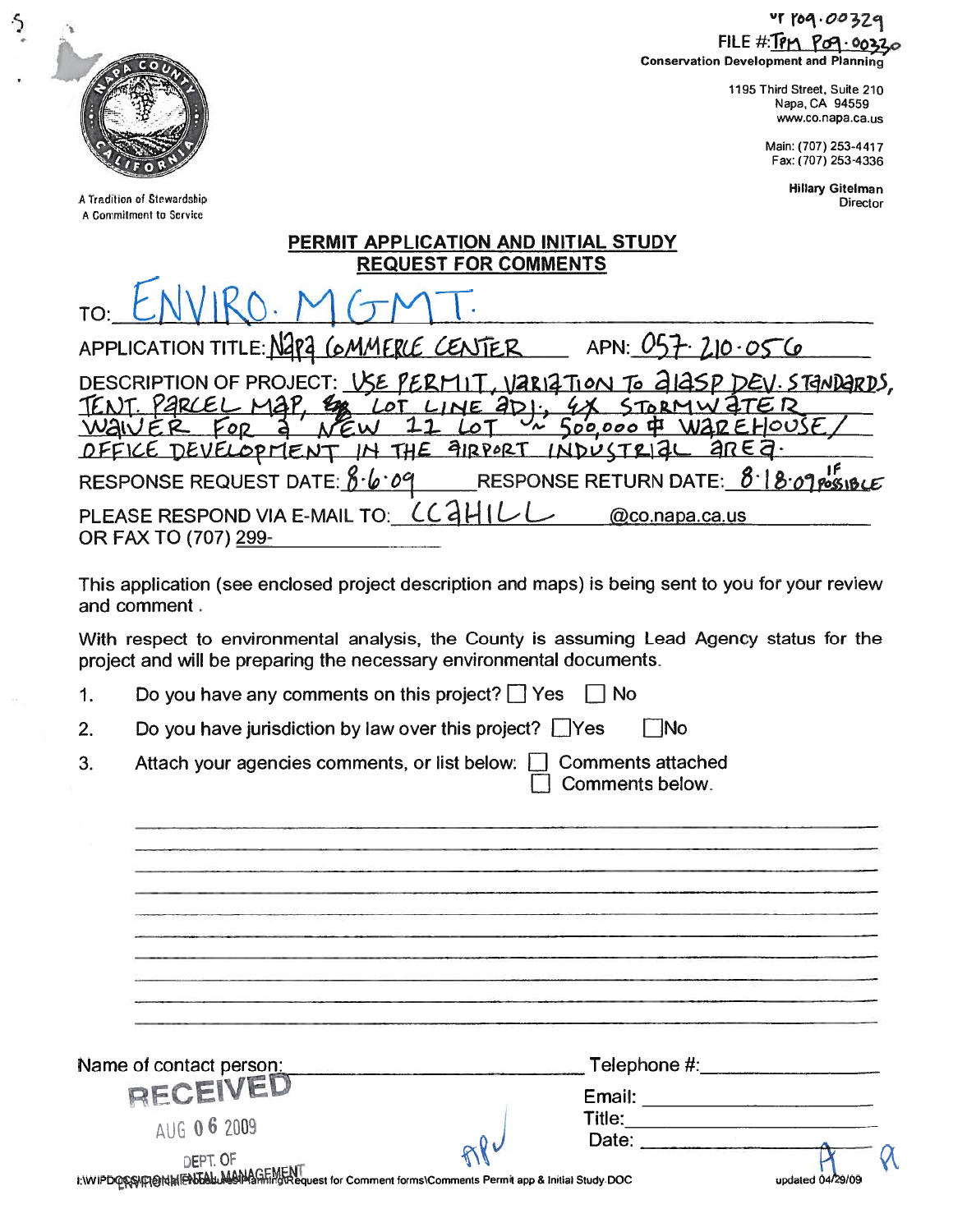"r P09.00329
FILE #: TPM P09-00330
**Conservation Development and Planning**

1195 Third Street, Suite 210
Napa, CA 94559
www.co.napa.ca.us

Main: (707) 253-4417
Fax: (707) 253-4336

**Hillary Gitelman**
Director

A Tradition of Stewardship
A Commitment to Service

## PERMIT APPLICATION AND INITIAL STUDY REQUEST FOR COMMENTS

TO: ENVIRO. MGMT.

APPLICATION TITLE: Napa Commerce Center APN: 057-210-056

DESCRIPTION OF PROJECT: USE PERMIT, VARIATION TO AIASP DEV. STANDARDS, TENT. PARCEL MAP, LOT LINE ADJ., 4X STORMWATER WAIVER FOR A NEW 11 LOT ~500,000 # WAREHOUSE/ OFFICE DEVELOPMENT IN THE AIRPORT INDUSTRIAL AREA.

RESPONSE REQUEST DATE: 8-6-09 RESPONSE RETURN DATE: 8-18-09 IF POSSIBLE

PLEASE RESPOND VIA E-MAIL TO: CCAHILL @co.napa.ca.us
OR FAX TO (707) 299-

This application (see enclosed project description and maps) is being sent to you for your review and comment .

With respect to environmental analysis, the County is assuming Lead Agency status for the project and will be preparing the necessary environmental documents.

1. Do you have any comments on this project? ☐ Yes ☐ No
2. Do you have jurisdiction by law over this project? ☐ Yes ☐ No
3. Attach your agencies comments, or list below: ☐ Comments attached
   ☐ Comments below.

Name of contact person: Telephone #:

Email:

Title:

Date:

RECEIVED
AUG 06 2009
DEPT. OF
ENVIRONMENTAL MANAGEMENT

APV

I:\WPDOCS\Planning\Request for Comment forms\Comments Permit app & Initial Study.DOC

updated 04/29/09